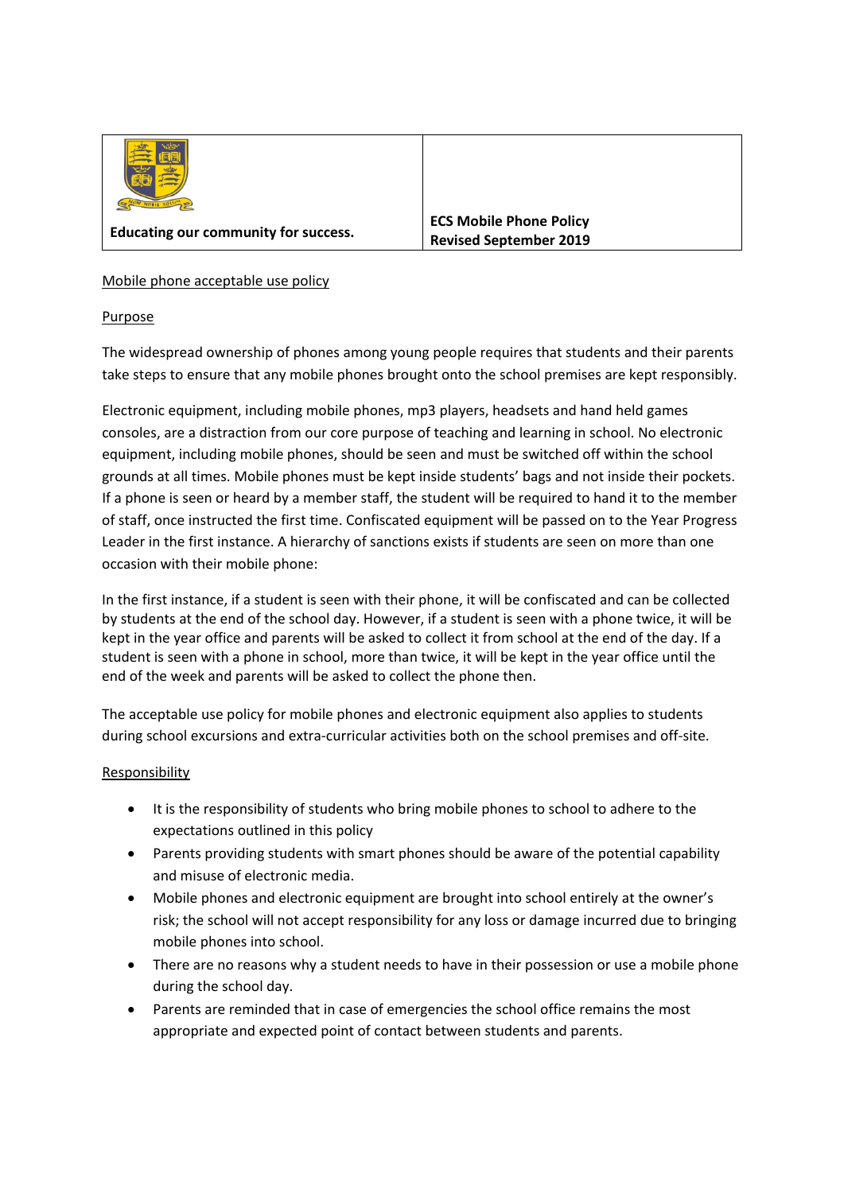| Educating our community for success. | ECS Mobile Phone Policy<br>Revised September 2019 |
| --- | --- |

Mobile phone acceptable use policy

Purpose

The widespread ownership of phones among young people requires that students and their parents take steps to ensure that any mobile phones brought onto the school premises are kept responsibly.

Electronic equipment, including mobile phones, mp3 players, headsets and hand held games consoles, are a distraction from our core purpose of teaching and learning in school. No electronic equipment, including mobile phones, should be seen and must be switched off within the school grounds at all times. Mobile phones must be kept inside students' bags and not inside their pockets. If a phone is seen or heard by a member staff, the student will be required to hand it to the member of staff, once instructed the first time. Confiscated equipment will be passed on to the Year Progress Leader in the first instance. A hierarchy of sanctions exists if students are seen on more than one occasion with their mobile phone:

In the first instance, if a student is seen with their phone, it will be confiscated and can be collected by students at the end of the school day. However, if a student is seen with a phone twice, it will be kept in the year office and parents will be asked to collect it from school at the end of the day. If a student is seen with a phone in school, more than twice, it will be kept in the year office until the end of the week and parents will be asked to collect the phone then.

The acceptable use policy for mobile phones and electronic equipment also applies to students during school excursions and extra-curricular activities both on the school premises and off-site.

Responsibility

- It is the responsibility of students who bring mobile phones to school to adhere to the expectations outlined in this policy
- Parents providing students with smart phones should be aware of the potential capability and misuse of electronic media.
- Mobile phones and electronic equipment are brought into school entirely at the owner's risk; the school will not accept responsibility for any loss or damage incurred due to bringing mobile phones into school.
- There are no reasons why a student needs to have in their possession or use a mobile phone during the school day.
- Parents are reminded that in case of emergencies the school office remains the most appropriate and expected point of contact between students and parents.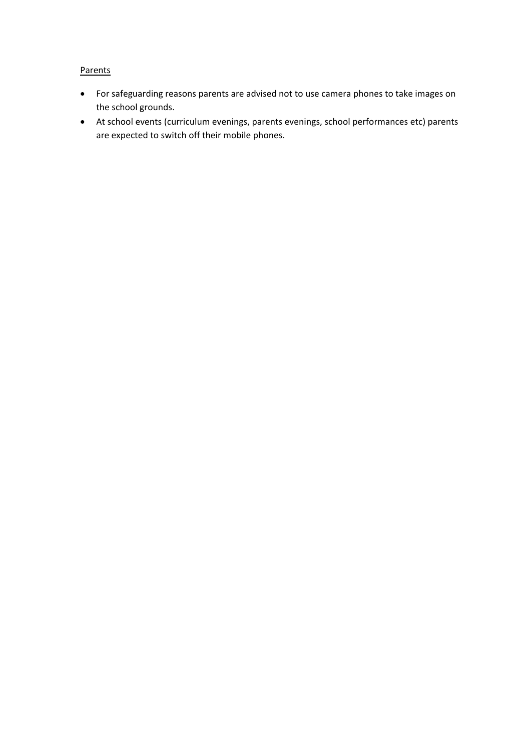<u>Parents</u>

- For safeguarding reasons parents are advised not to use camera phones to take images on the school grounds.
- At school events (curriculum evenings, parents evenings, school performances etc) parents are expected to switch off their mobile phones.